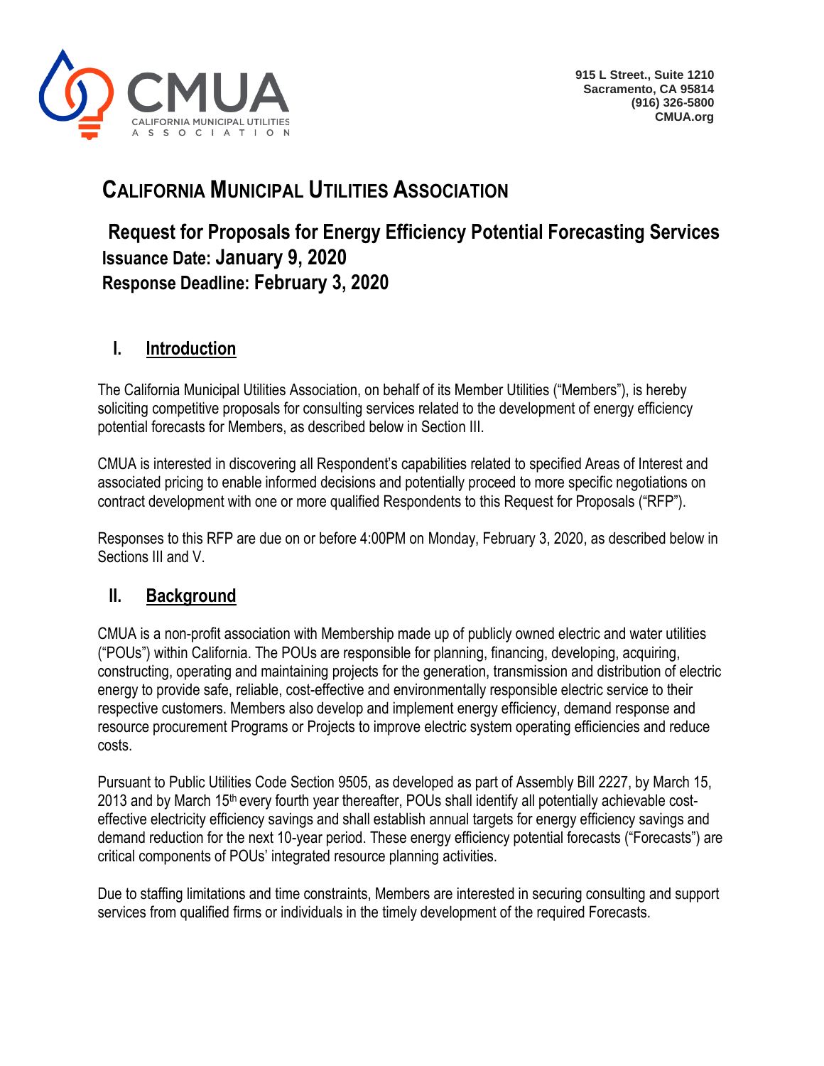CMUA
CALIFORNIA MUNICIPAL UTILITIES ASSOCIATION

915 L Street., Suite 1210
Sacramento, CA 95814
(916) 326-5800
CMUA.org

# CALIFORNIA MUNICIPAL UTILITIES ASSOCIATION

## Request for Proposals for Energy Efficiency Potential Forecasting Services

**Issuance Date: January 9, 2020**

**Response Deadline: February 3, 2020**

## I. Introduction

The California Municipal Utilities Association, on behalf of its Member Utilities ("Members"), is hereby soliciting competitive proposals for consulting services related to the development of energy efficiency potential forecasts for Members, as described below in Section III.

CMUA is interested in discovering all Respondent's capabilities related to specified Areas of Interest and associated pricing to enable informed decisions and potentially proceed to more specific negotiations on contract development with one or more qualified Respondents to this Request for Proposals ("RFP").

Responses to this RFP are due on or before 4:00PM on Monday, February 3, 2020, as described below in Sections III and V.

## II. Background

CMUA is a non-profit association with Membership made up of publicly owned electric and water utilities ("POUs") within California. The POUs are responsible for planning, financing, developing, acquiring, constructing, operating and maintaining projects for the generation, transmission and distribution of electric energy to provide safe, reliable, cost-effective and environmentally responsible electric service to their respective customers. Members also develop and implement energy efficiency, demand response and resource procurement Programs or Projects to improve electric system operating efficiencies and reduce costs.

Pursuant to Public Utilities Code Section 9505, as developed as part of Assembly Bill 2227, by March 15, 2013 and by March 15th every fourth year thereafter, POUs shall identify all potentially achievable cost-effective electricity efficiency savings and shall establish annual targets for energy efficiency savings and demand reduction for the next 10-year period. These energy efficiency potential forecasts ("Forecasts") are critical components of POUs' integrated resource planning activities.

Due to staffing limitations and time constraints, Members are interested in securing consulting and support services from qualified firms or individuals in the timely development of the required Forecasts.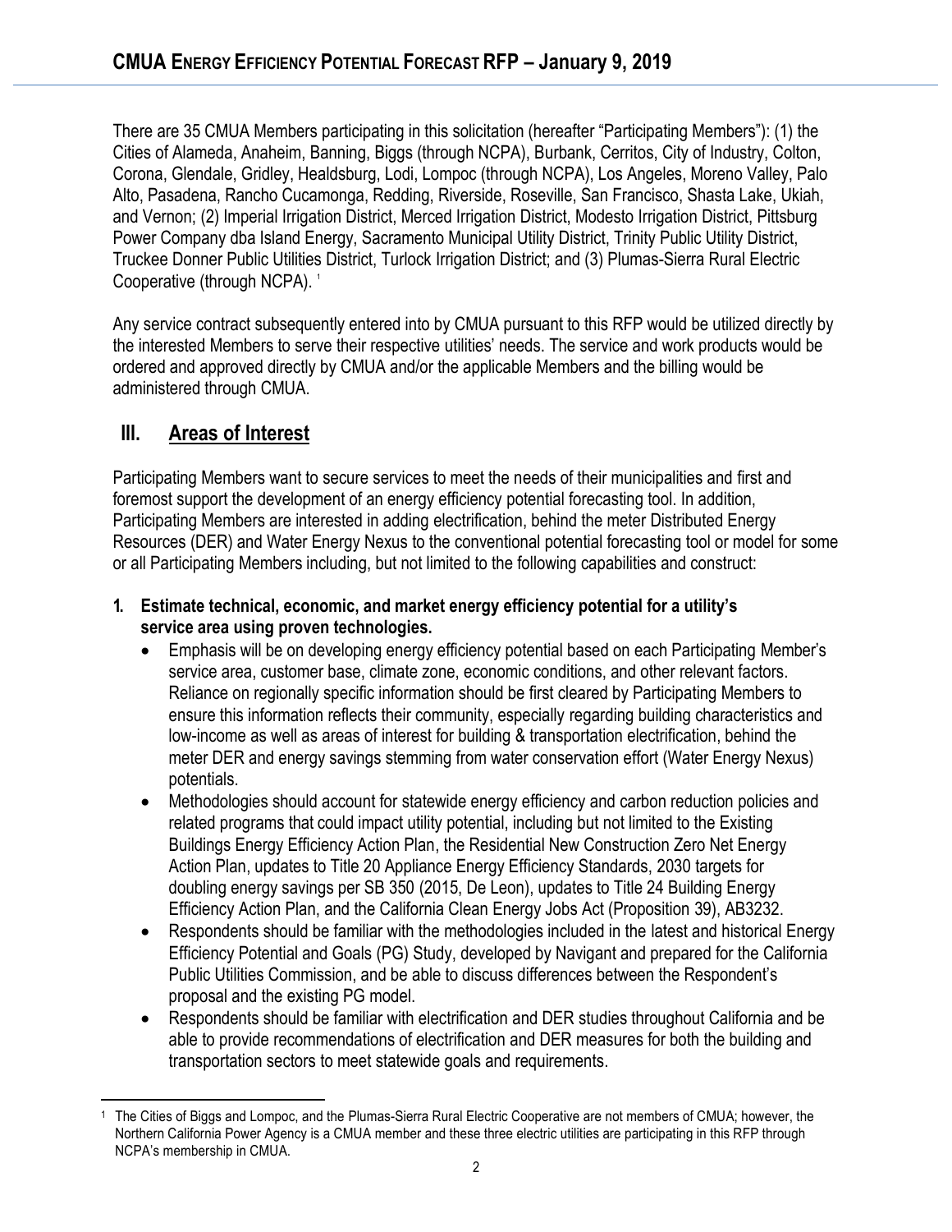There are 35 CMUA Members participating in this solicitation (hereafter "Participating Members"): (1) the Cities of Alameda, Anaheim, Banning, Biggs (through NCPA), Burbank, Cerritos, City of Industry, Colton, Corona, Glendale, Gridley, Healdsburg, Lodi, Lompoc (through NCPA), Los Angeles, Moreno Valley, Palo Alto, Pasadena, Rancho Cucamonga, Redding, Riverside, Roseville, San Francisco, Shasta Lake, Ukiah, and Vernon; (2) Imperial Irrigation District, Merced Irrigation District, Modesto Irrigation District, Pittsburg Power Company dba Island Energy, Sacramento Municipal Utility District, Trinity Public Utility District, Truckee Donner Public Utilities District, Turlock Irrigation District; and (3) Plumas-Sierra Rural Electric Cooperative (through NCPA).[1]

Any service contract subsequently entered into by CMUA pursuant to this RFP would be utilized directly by the interested Members to serve their respective utilities' needs. The service and work products would be ordered and approved directly by CMUA and/or the applicable Members and the billing would be administered through CMUA.

## III. Areas of Interest

Participating Members want to secure services to meet the needs of their municipalities and first and foremost support the development of an energy efficiency potential forecasting tool. In addition, Participating Members are interested in adding electrification, behind the meter Distributed Energy Resources (DER) and Water Energy Nexus to the conventional potential forecasting tool or model for some or all Participating Members including, but not limited to the following capabilities and construct:

**1. Estimate technical, economic, and market energy efficiency potential for a utility's service area using proven technologies.**

- Emphasis will be on developing energy efficiency potential based on each Participating Member's service area, customer base, climate zone, economic conditions, and other relevant factors. Reliance on regionally specific information should be first cleared by Participating Members to ensure this information reflects their community, especially regarding building characteristics and low-income as well as areas of interest for building & transportation electrification, behind the meter DER and energy savings stemming from water conservation effort (Water Energy Nexus) potentials.
- Methodologies should account for statewide energy efficiency and carbon reduction policies and related programs that could impact utility potential, including but not limited to the Existing Buildings Energy Efficiency Action Plan, the Residential New Construction Zero Net Energy Action Plan, updates to Title 20 Appliance Energy Efficiency Standards, 2030 targets for doubling energy savings per SB 350 (2015, De Leon), updates to Title 24 Building Energy Efficiency Action Plan, and the California Clean Energy Jobs Act (Proposition 39), AB3232.
- Respondents should be familiar with the methodologies included in the latest and historical Energy Efficiency Potential and Goals (PG) Study, developed by Navigant and prepared for the California Public Utilities Commission, and be able to discuss differences between the Respondent's proposal and the existing PG model.
- Respondents should be familiar with electrification and DER studies throughout California and be able to provide recommendations of electrification and DER measures for both the building and transportation sectors to meet statewide goals and requirements.

[1] The Cities of Biggs and Lompoc, and the Plumas-Sierra Rural Electric Cooperative are not members of CMUA; however, the Northern California Power Agency is a CMUA member and these three electric utilities are participating in this RFP through NCPA's membership in CMUA.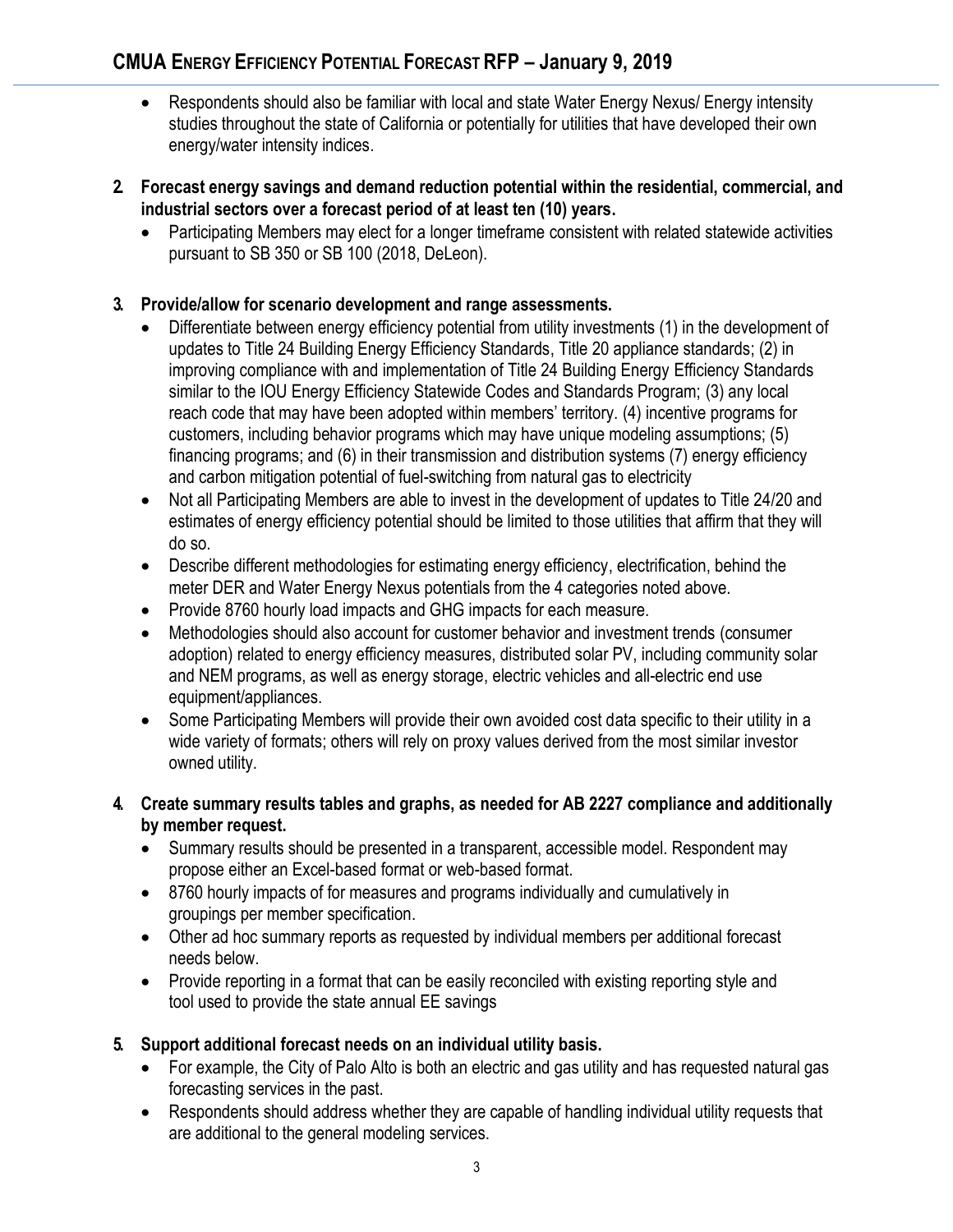- Respondents should also be familiar with local and state Water Energy Nexus/ Energy intensity studies throughout the state of California or potentially for utilities that have developed their own energy/water intensity indices.

**2. Forecast energy savings and demand reduction potential within the residential, commercial, and industrial sectors over a forecast period of at least ten (10) years.**

- Participating Members may elect for a longer timeframe consistent with related statewide activities pursuant to SB 350 or SB 100 (2018, DeLeon).

**3. Provide/allow for scenario development and range assessments.**

- Differentiate between energy efficiency potential from utility investments (1) in the development of updates to Title 24 Building Energy Efficiency Standards, Title 20 appliance standards; (2) in improving compliance with and implementation of Title 24 Building Energy Efficiency Standards similar to the IOU Energy Efficiency Statewide Codes and Standards Program; (3) any local reach code that may have been adopted within members' territory. (4) incentive programs for customers, including behavior programs which may have unique modeling assumptions; (5) financing programs; and (6) in their transmission and distribution systems (7) energy efficiency and carbon mitigation potential of fuel-switching from natural gas to electricity
- Not all Participating Members are able to invest in the development of updates to Title 24/20 and estimates of energy efficiency potential should be limited to those utilities that affirm that they will do so.
- Describe different methodologies for estimating energy efficiency, electrification, behind the meter DER and Water Energy Nexus potentials from the 4 categories noted above.
- Provide 8760 hourly load impacts and GHG impacts for each measure.
- Methodologies should also account for customer behavior and investment trends (consumer adoption) related to energy efficiency measures, distributed solar PV, including community solar and NEM programs, as well as energy storage, electric vehicles and all-electric end use equipment/appliances.
- Some Participating Members will provide their own avoided cost data specific to their utility in a wide variety of formats; others will rely on proxy values derived from the most similar investor owned utility.

**4. Create summary results tables and graphs, as needed for AB 2227 compliance and additionally by member request.**

- Summary results should be presented in a transparent, accessible model. Respondent may propose either an Excel-based format or web-based format.
- 8760 hourly impacts of for measures and programs individually and cumulatively in groupings per member specification.
- Other ad hoc summary reports as requested by individual members per additional forecast needs below.
- Provide reporting in a format that can be easily reconciled with existing reporting style and tool used to provide the state annual EE savings

**5. Support additional forecast needs on an individual utility basis.**

- For example, the City of Palo Alto is both an electric and gas utility and has requested natural gas forecasting services in the past.
- Respondents should address whether they are capable of handling individual utility requests that are additional to the general modeling services.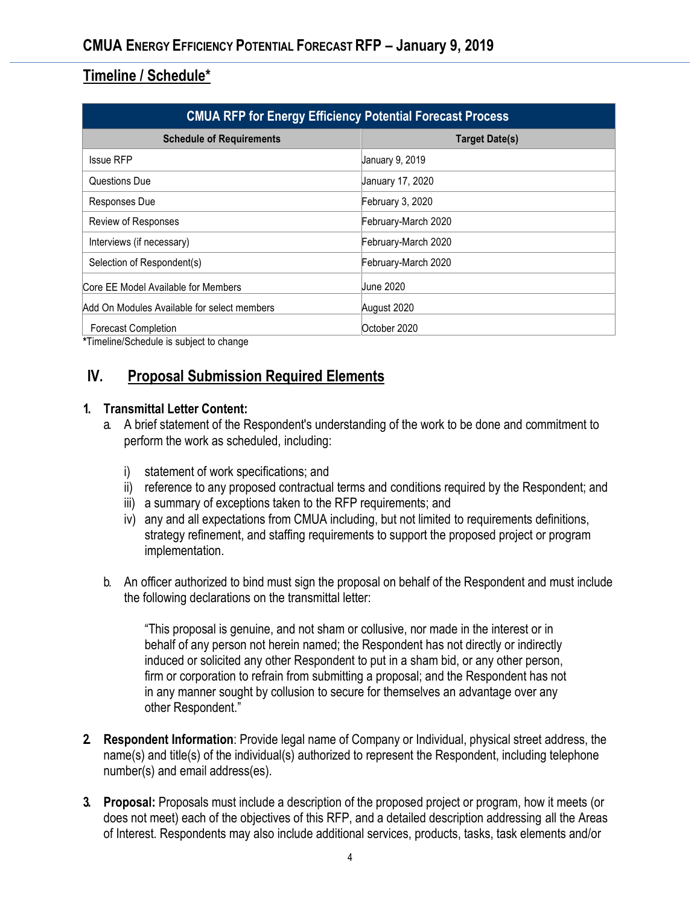## Timeline / Schedule*

| CMUA RFP for Energy Efficiency Potential Forecast Process | |
|---|---|
| **Schedule of Requirements** | **Target Date(s)** |
| Issue RFP | January 9, 2019 |
| Questions Due | January 17, 2020 |
| Responses Due | February 3, 2020 |
| Review of Responses | February-March 2020 |
| Interviews (if necessary) | February-March 2020 |
| Selection of Respondent(s) | February-March 2020 |
| Core EE Model Available for Members | June 2020 |
| Add On Modules Available for select members | August 2020 |
| Forecast Completion | October 2020 |

*Timeline/Schedule is subject to change

## IV. Proposal Submission Required Elements

1. **Transmittal Letter Content:**
   a. A brief statement of the Respondent's understanding of the work to be done and commitment to perform the work as scheduled, including:

      i) statement of work specifications; and
      ii) reference to any proposed contractual terms and conditions required by the Respondent; and
      iii) a summary of exceptions taken to the RFP requirements; and
      iv) any and all expectations from CMUA including, but not limited to requirements definitions, strategy refinement, and staffing requirements to support the proposed project or program implementation.

   b. An officer authorized to bind must sign the proposal on behalf of the Respondent and must include the following declarations on the transmittal letter:

      "This proposal is genuine, and not sham or collusive, nor made in the interest or in behalf of any person not herein named; the Respondent has not directly or indirectly induced or solicited any other Respondent to put in a sham bid, or any other person, firm or corporation to refrain from submitting a proposal; and the Respondent has not in any manner sought by collusion to secure for themselves an advantage over any other Respondent."

2. **Respondent Information**: Provide legal name of Company or Individual, physical street address, the name(s) and title(s) of the individual(s) authorized to represent the Respondent, including telephone number(s) and email address(es).

3. **Proposal:** Proposals must include a description of the proposed project or program, how it meets (or does not meet) each of the objectives of this RFP, and a detailed description addressing all the Areas of Interest. Respondents may also include additional services, products, tasks, task elements and/or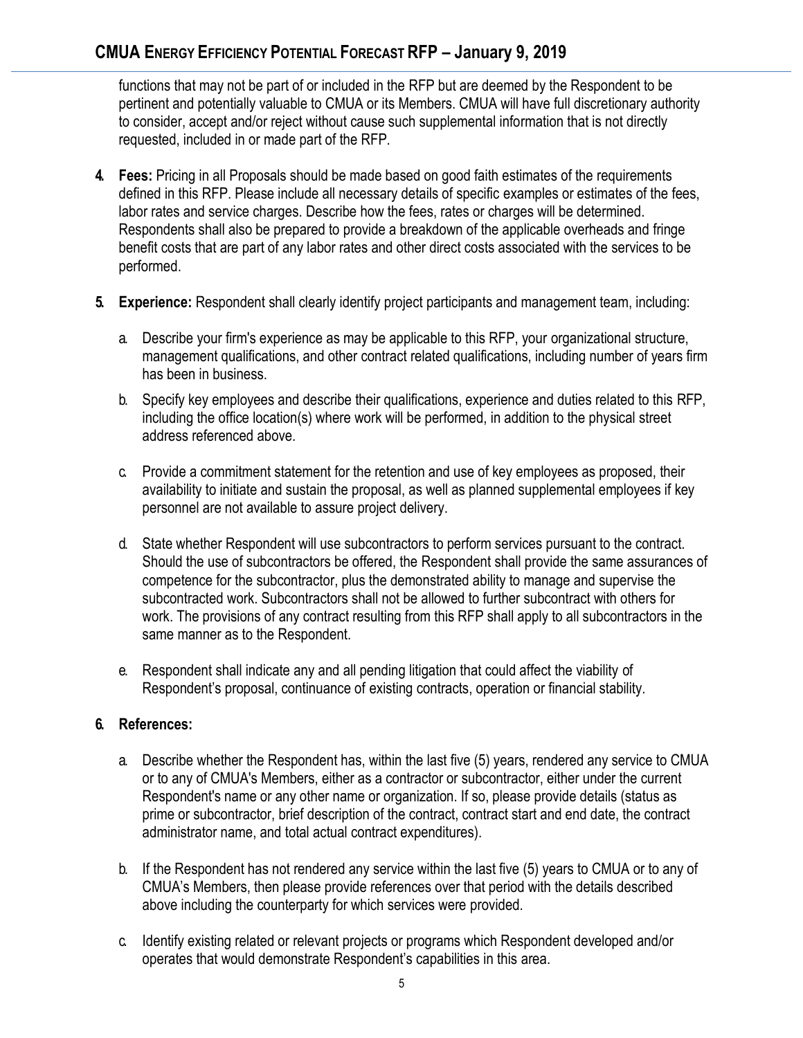functions that may not be part of or included in the RFP but are deemed by the Respondent to be pertinent and potentially valuable to CMUA or its Members. CMUA will have full discretionary authority to consider, accept and/or reject without cause such supplemental information that is not directly requested, included in or made part of the RFP.

4. **Fees:** Pricing in all Proposals should be made based on good faith estimates of the requirements defined in this RFP. Please include all necessary details of specific examples or estimates of the fees, labor rates and service charges. Describe how the fees, rates or charges will be determined. Respondents shall also be prepared to provide a breakdown of the applicable overheads and fringe benefit costs that are part of any labor rates and other direct costs associated with the services to be performed.

5. **Experience:** Respondent shall clearly identify project participants and management team, including:

   a. Describe your firm's experience as may be applicable to this RFP, your organizational structure, management qualifications, and other contract related qualifications, including number of years firm has been in business.

   b. Specify key employees and describe their qualifications, experience and duties related to this RFP, including the office location(s) where work will be performed, in addition to the physical street address referenced above.

   c. Provide a commitment statement for the retention and use of key employees as proposed, their availability to initiate and sustain the proposal, as well as planned supplemental employees if key personnel are not available to assure project delivery.

   d. State whether Respondent will use subcontractors to perform services pursuant to the contract. Should the use of subcontractors be offered, the Respondent shall provide the same assurances of competence for the subcontractor, plus the demonstrated ability to manage and supervise the subcontracted work. Subcontractors shall not be allowed to further subcontract with others for work. The provisions of any contract resulting from this RFP shall apply to all subcontractors in the same manner as to the Respondent.

   e. Respondent shall indicate any and all pending litigation that could affect the viability of Respondent's proposal, continuance of existing contracts, operation or financial stability.

6. **References:**

   a. Describe whether the Respondent has, within the last five (5) years, rendered any service to CMUA or to any of CMUA's Members, either as a contractor or subcontractor, either under the current Respondent's name or any other name or organization. If so, please provide details (status as prime or subcontractor, brief description of the contract, contract start and end date, the contract administrator name, and total actual contract expenditures).

   b. If the Respondent has not rendered any service within the last five (5) years to CMUA or to any of CMUA's Members, then please provide references over that period with the details described above including the counterparty for which services were provided.

   c. Identify existing related or relevant projects or programs which Respondent developed and/or operates that would demonstrate Respondent's capabilities in this area.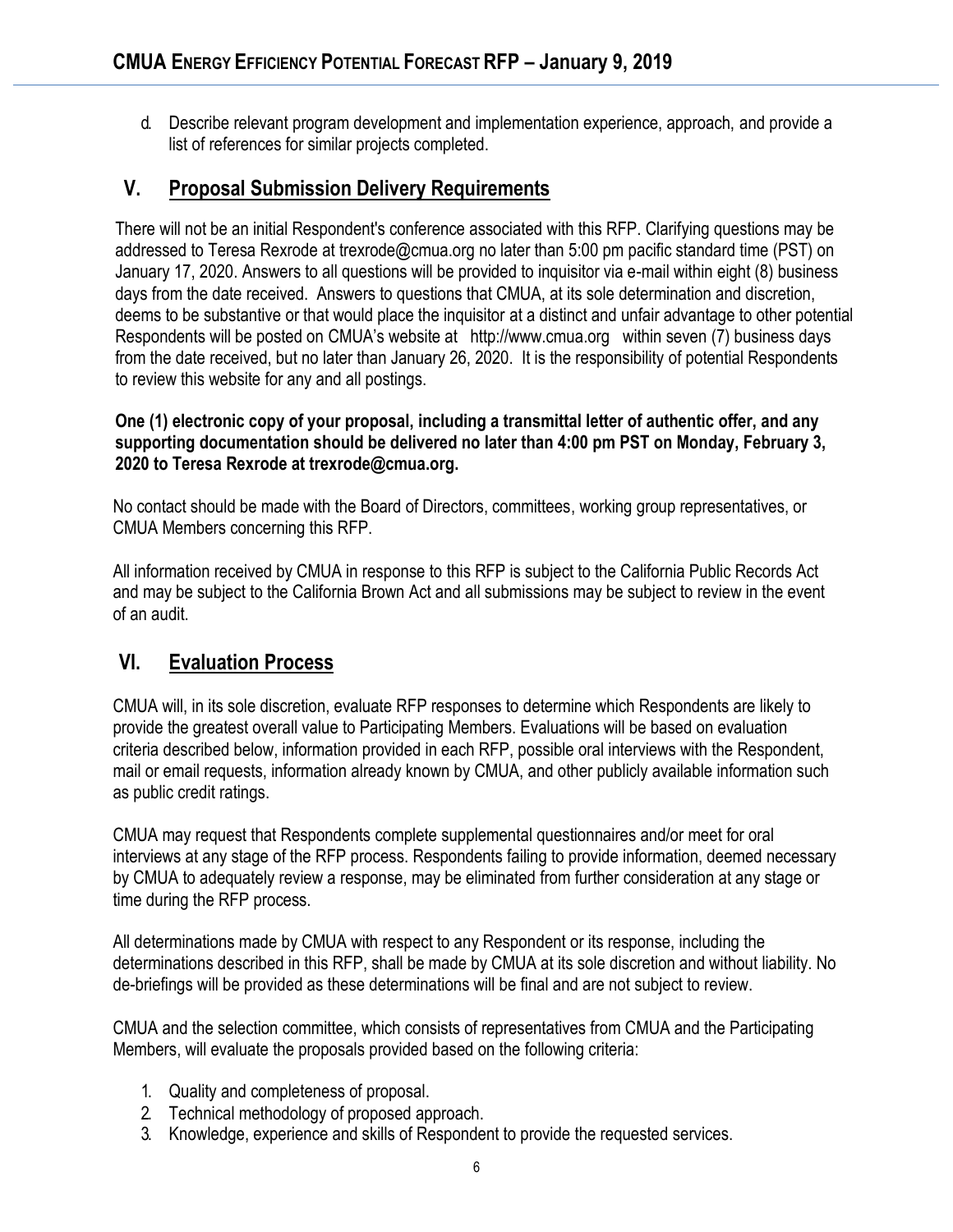d. Describe relevant program development and implementation experience, approach, and provide a list of references for similar projects completed.

## V. Proposal Submission Delivery Requirements

There will not be an initial Respondent's conference associated with this RFP. Clarifying questions may be addressed to Teresa Rexrode at trexrode@cmua.org no later than 5:00 pm pacific standard time (PST) on January 17, 2020. Answers to all questions will be provided to inquisitor via e-mail within eight (8) business days from the date received. Answers to questions that CMUA, at its sole determination and discretion, deems to be substantive or that would place the inquisitor at a distinct and unfair advantage to other potential Respondents will be posted on CMUA's website at http://www.cmua.org within seven (7) business days from the date received, but no later than January 26, 2020. It is the responsibility of potential Respondents to review this website for any and all postings.

**One (1) electronic copy of your proposal, including a transmittal letter of authentic offer, and any supporting documentation should be delivered no later than 4:00 pm PST on Monday, February 3, 2020 to Teresa Rexrode at trexrode@cmua.org.**

No contact should be made with the Board of Directors, committees, working group representatives, or CMUA Members concerning this RFP.

All information received by CMUA in response to this RFP is subject to the California Public Records Act and may be subject to the California Brown Act and all submissions may be subject to review in the event of an audit.

## VI. Evaluation Process

CMUA will, in its sole discretion, evaluate RFP responses to determine which Respondents are likely to provide the greatest overall value to Participating Members. Evaluations will be based on evaluation criteria described below, information provided in each RFP, possible oral interviews with the Respondent, mail or email requests, information already known by CMUA, and other publicly available information such as public credit ratings.

CMUA may request that Respondents complete supplemental questionnaires and/or meet for oral interviews at any stage of the RFP process. Respondents failing to provide information, deemed necessary by CMUA to adequately review a response, may be eliminated from further consideration at any stage or time during the RFP process.

All determinations made by CMUA with respect to any Respondent or its response, including the determinations described in this RFP, shall be made by CMUA at its sole discretion and without liability. No de-briefings will be provided as these determinations will be final and are not subject to review.

CMUA and the selection committee, which consists of representatives from CMUA and the Participating Members, will evaluate the proposals provided based on the following criteria:

1. Quality and completeness of proposal.
2. Technical methodology of proposed approach.
3. Knowledge, experience and skills of Respondent to provide the requested services.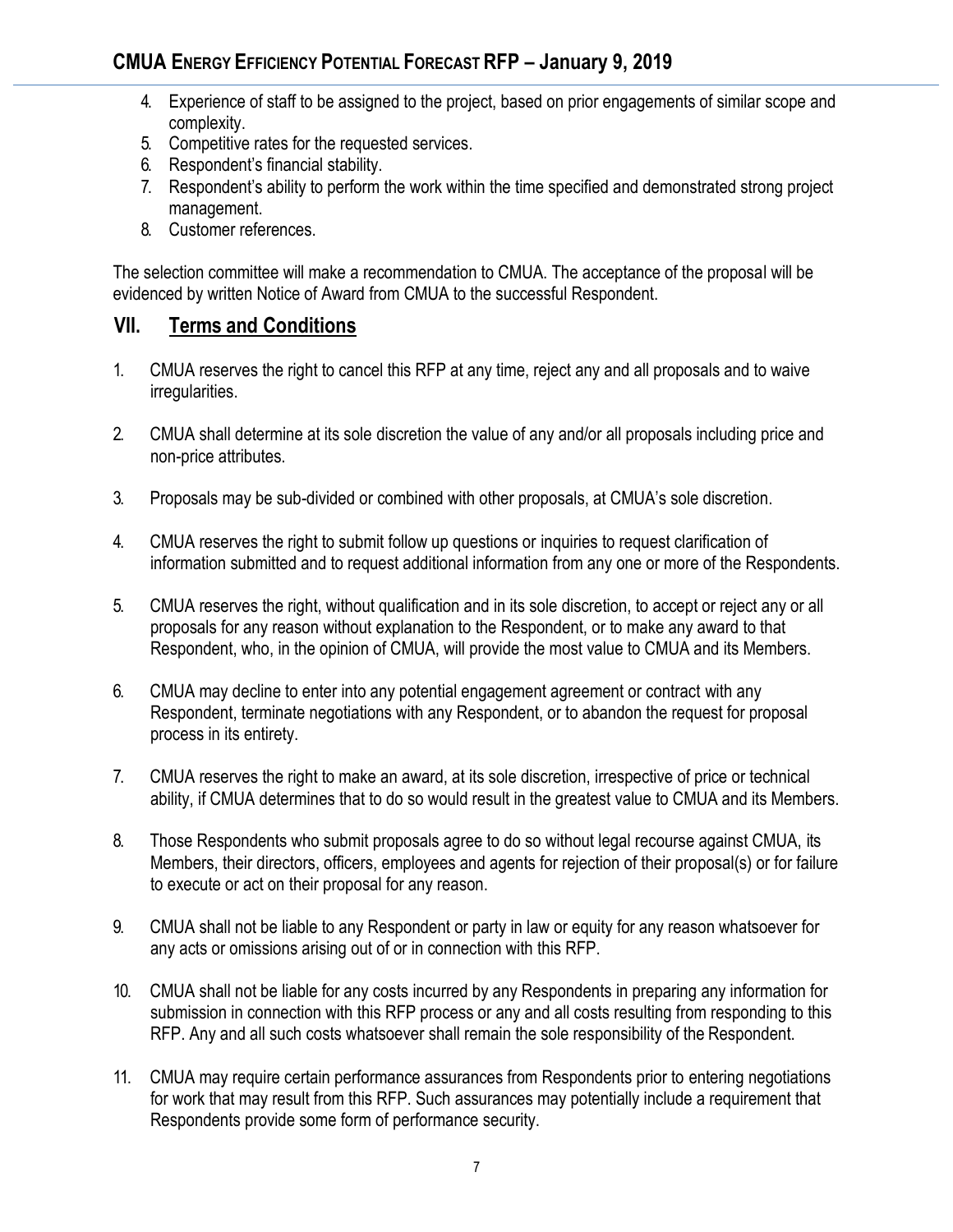4. Experience of staff to be assigned to the project, based on prior engagements of similar scope and complexity.
5. Competitive rates for the requested services.
6. Respondent's financial stability.
7. Respondent's ability to perform the work within the time specified and demonstrated strong project management.
8. Customer references.

The selection committee will make a recommendation to CMUA. The acceptance of the proposal will be evidenced by written Notice of Award from CMUA to the successful Respondent.

## VII. Terms and Conditions

1. CMUA reserves the right to cancel this RFP at any time, reject any and all proposals and to waive irregularities.

2. CMUA shall determine at its sole discretion the value of any and/or all proposals including price and non-price attributes.

3. Proposals may be sub-divided or combined with other proposals, at CMUA's sole discretion.

4. CMUA reserves the right to submit follow up questions or inquiries to request clarification of information submitted and to request additional information from any one or more of the Respondents.

5. CMUA reserves the right, without qualification and in its sole discretion, to accept or reject any or all proposals for any reason without explanation to the Respondent, or to make any award to that Respondent, who, in the opinion of CMUA, will provide the most value to CMUA and its Members.

6. CMUA may decline to enter into any potential engagement agreement or contract with any Respondent, terminate negotiations with any Respondent, or to abandon the request for proposal process in its entirety.

7. CMUA reserves the right to make an award, at its sole discretion, irrespective of price or technical ability, if CMUA determines that to do so would result in the greatest value to CMUA and its Members.

8. Those Respondents who submit proposals agree to do so without legal recourse against CMUA, its Members, their directors, officers, employees and agents for rejection of their proposal(s) or for failure to execute or act on their proposal for any reason.

9. CMUA shall not be liable to any Respondent or party in law or equity for any reason whatsoever for any acts or omissions arising out of or in connection with this RFP.

10. CMUA shall not be liable for any costs incurred by any Respondents in preparing any information for submission in connection with this RFP process or any and all costs resulting from responding to this RFP. Any and all such costs whatsoever shall remain the sole responsibility of the Respondent.

11. CMUA may require certain performance assurances from Respondents prior to entering negotiations for work that may result from this RFP. Such assurances may potentially include a requirement that Respondents provide some form of performance security.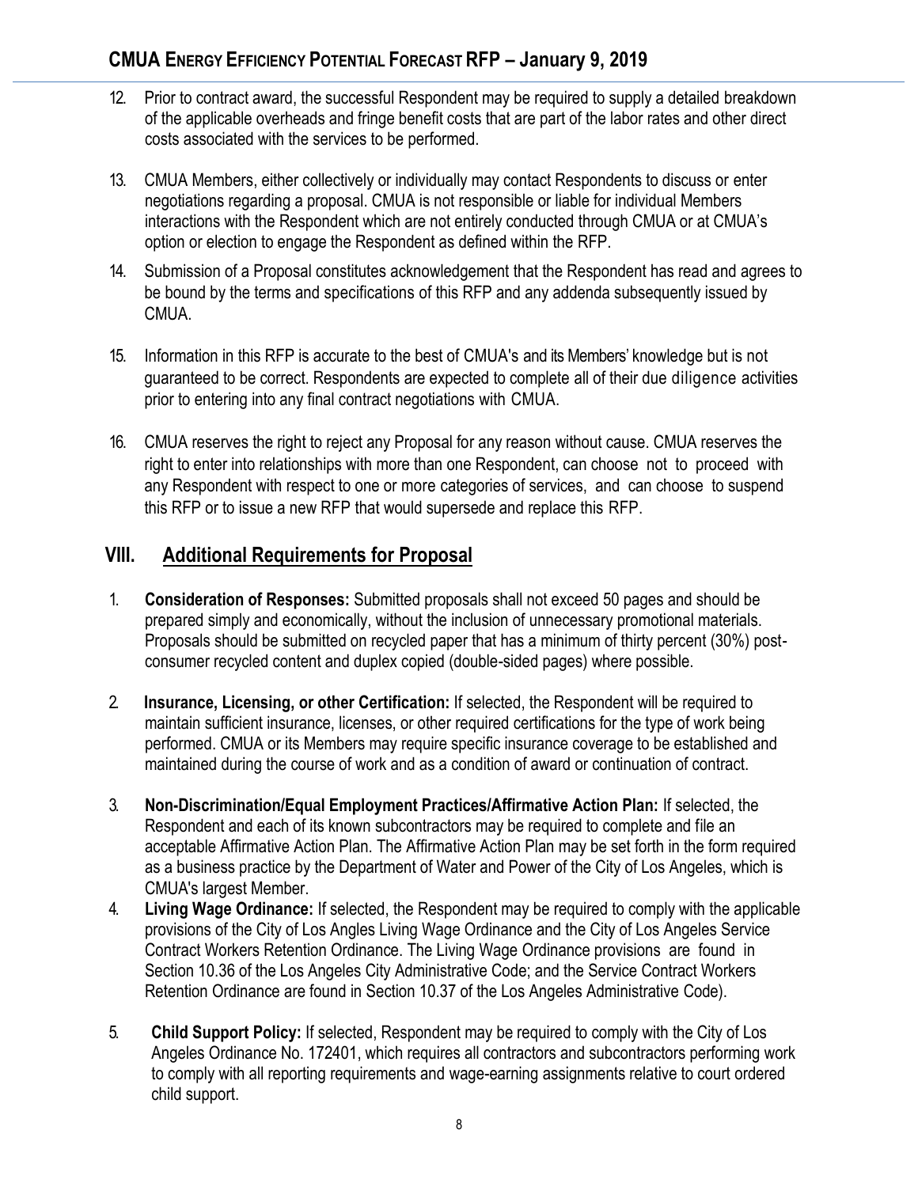12. Prior to contract award, the successful Respondent may be required to supply a detailed breakdown of the applicable overheads and fringe benefit costs that are part of the labor rates and other direct costs associated with the services to be performed.

13. CMUA Members, either collectively or individually may contact Respondents to discuss or enter negotiations regarding a proposal. CMUA is not responsible or liable for individual Members interactions with the Respondent which are not entirely conducted through CMUA or at CMUA's option or election to engage the Respondent as defined within the RFP.

14. Submission of a Proposal constitutes acknowledgement that the Respondent has read and agrees to be bound by the terms and specifications of this RFP and any addenda subsequently issued by CMUA.

15. Information in this RFP is accurate to the best of CMUA's and its Members' knowledge but is not guaranteed to be correct. Respondents are expected to complete all of their due diligence activities prior to entering into any final contract negotiations with CMUA.

16. CMUA reserves the right to reject any Proposal for any reason without cause. CMUA reserves the right to enter into relationships with more than one Respondent, can choose not to proceed with any Respondent with respect to one or more categories of services, and can choose to suspend this RFP or to issue a new RFP that would supersede and replace this RFP.

## VIII. Additional Requirements for Proposal

1. **Consideration of Responses:** Submitted proposals shall not exceed 50 pages and should be prepared simply and economically, without the inclusion of unnecessary promotional materials. Proposals should be submitted on recycled paper that has a minimum of thirty percent (30%) post-consumer recycled content and duplex copied (double-sided pages) where possible.

2. **Insurance, Licensing, or other Certification:** If selected, the Respondent will be required to maintain sufficient insurance, licenses, or other required certifications for the type of work being performed. CMUA or its Members may require specific insurance coverage to be established and maintained during the course of work and as a condition of award or continuation of contract.

3. **Non-Discrimination/Equal Employment Practices/Affirmative Action Plan:** If selected, the Respondent and each of its known subcontractors may be required to complete and file an acceptable Affirmative Action Plan. The Affirmative Action Plan may be set forth in the form required as a business practice by the Department of Water and Power of the City of Los Angeles, which is CMUA's largest Member.

4. **Living Wage Ordinance:** If selected, the Respondent may be required to comply with the applicable provisions of the City of Los Angles Living Wage Ordinance and the City of Los Angeles Service Contract Workers Retention Ordinance. The Living Wage Ordinance provisions are found in Section 10.36 of the Los Angeles City Administrative Code; and the Service Contract Workers Retention Ordinance are found in Section 10.37 of the Los Angeles Administrative Code).

5. **Child Support Policy:** If selected, Respondent may be required to comply with the City of Los Angeles Ordinance No. 172401, which requires all contractors and subcontractors performing work to comply with all reporting requirements and wage-earning assignments relative to court ordered child support.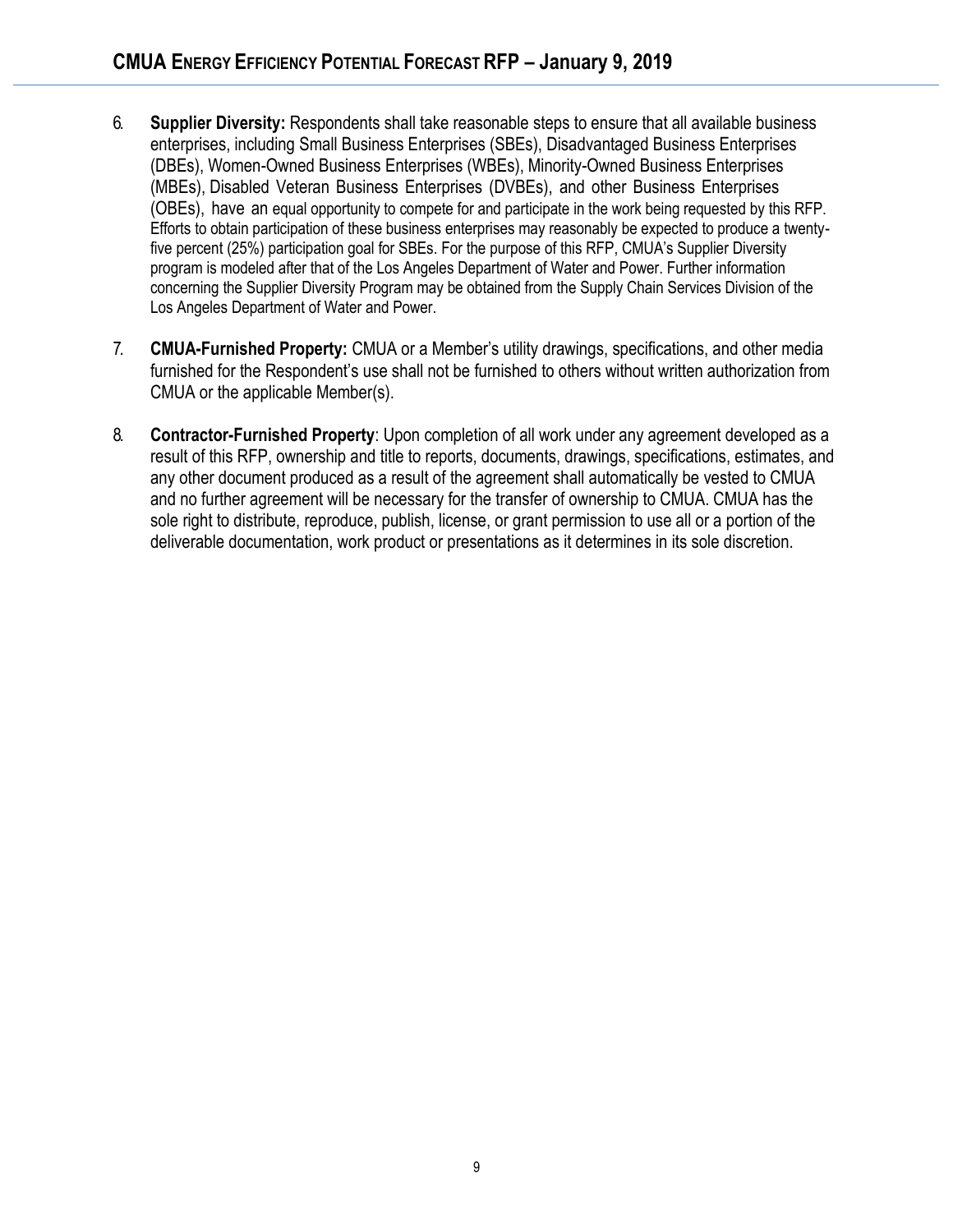6. **Supplier Diversity:** Respondents shall take reasonable steps to ensure that all available business enterprises, including Small Business Enterprises (SBEs), Disadvantaged Business Enterprises (DBEs), Women-Owned Business Enterprises (WBEs), Minority-Owned Business Enterprises (MBEs), Disabled Veteran Business Enterprises (DVBEs), and other Business Enterprises (OBEs), have an equal opportunity to compete for and participate in the work being requested by this RFP. Efforts to obtain participation of these business enterprises may reasonably be expected to produce a twenty-five percent (25%) participation goal for SBEs. For the purpose of this RFP, CMUA's Supplier Diversity program is modeled after that of the Los Angeles Department of Water and Power. Further information concerning the Supplier Diversity Program may be obtained from the Supply Chain Services Division of the Los Angeles Department of Water and Power.

7. **CMUA-Furnished Property:** CMUA or a Member's utility drawings, specifications, and other media furnished for the Respondent's use shall not be furnished to others without written authorization from CMUA or the applicable Member(s).

8. **Contractor-Furnished Property**: Upon completion of all work under any agreement developed as a result of this RFP, ownership and title to reports, documents, drawings, specifications, estimates, and any other document produced as a result of the agreement shall automatically be vested to CMUA and no further agreement will be necessary for the transfer of ownership to CMUA. CMUA has the sole right to distribute, reproduce, publish, license, or grant permission to use all or a portion of the deliverable documentation, work product or presentations as it determines in its sole discretion.